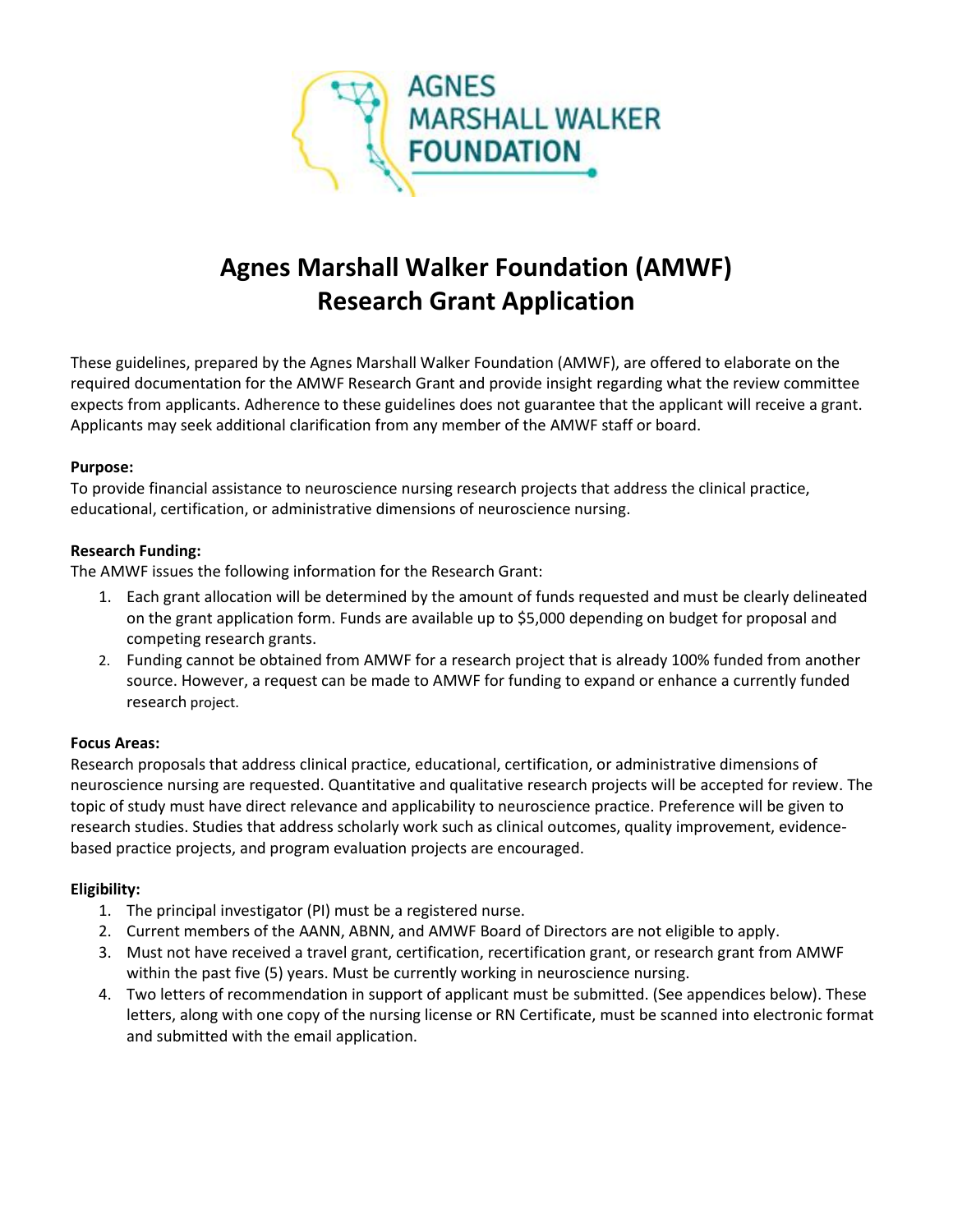# Agnes Marshall Walker Foundation (AMWF) Research Grant Application

These guidelines, prepared by the Agnes Marshall Walker Foundation (AMWF), are offered to elaborate on the required documentation for the AMWF Research Grant and provide insight regarding what the review committee expects from applicants. Adherence to these guidelines does not guarantee that the applicant will receive a grant. Applicants may seek additional clarification from any member of the AMWF staff or board.

**Purpose:**
To provide financial assistance to neuroscience nursing research projects that address the clinical practice, educational, certification, or administrative dimensions of neuroscience nursing.

**Research Funding:**
The AMWF issues the following information for the Research Grant:

1. Each grant allocation will be determined by the amount of funds requested and must be clearly delineated on the grant application form. Funds are available up to $5,000 depending on budget for proposal and competing research grants.
2. Funding cannot be obtained from AMWF for a research project that is already 100% funded from another source. However, a request can be made to AMWF for funding to expand or enhance a currently funded research project.

**Focus Areas:**
Research proposals that address clinical practice, educational, certification, or administrative dimensions of neuroscience nursing are requested. Quantitative and qualitative research projects will be accepted for review. The topic of study must have direct relevance and applicability to neuroscience practice. Preference will be given to research studies. Studies that address scholarly work such as clinical outcomes, quality improvement, evidence-based practice projects, and program evaluation projects are encouraged.

**Eligibility:**

1. The principal investigator (PI) must be a registered nurse.
2. Current members of the AANN, ABNN, and AMWF Board of Directors are not eligible to apply.
3. Must not have received a travel grant, certification, recertification grant, or research grant from AMWF within the past five (5) years. Must be currently working in neuroscience nursing.
4. Two letters of recommendation in support of applicant must be submitted. (See appendices below). These letters, along with one copy of the nursing license or RN Certificate, must be scanned into electronic format and submitted with the email application.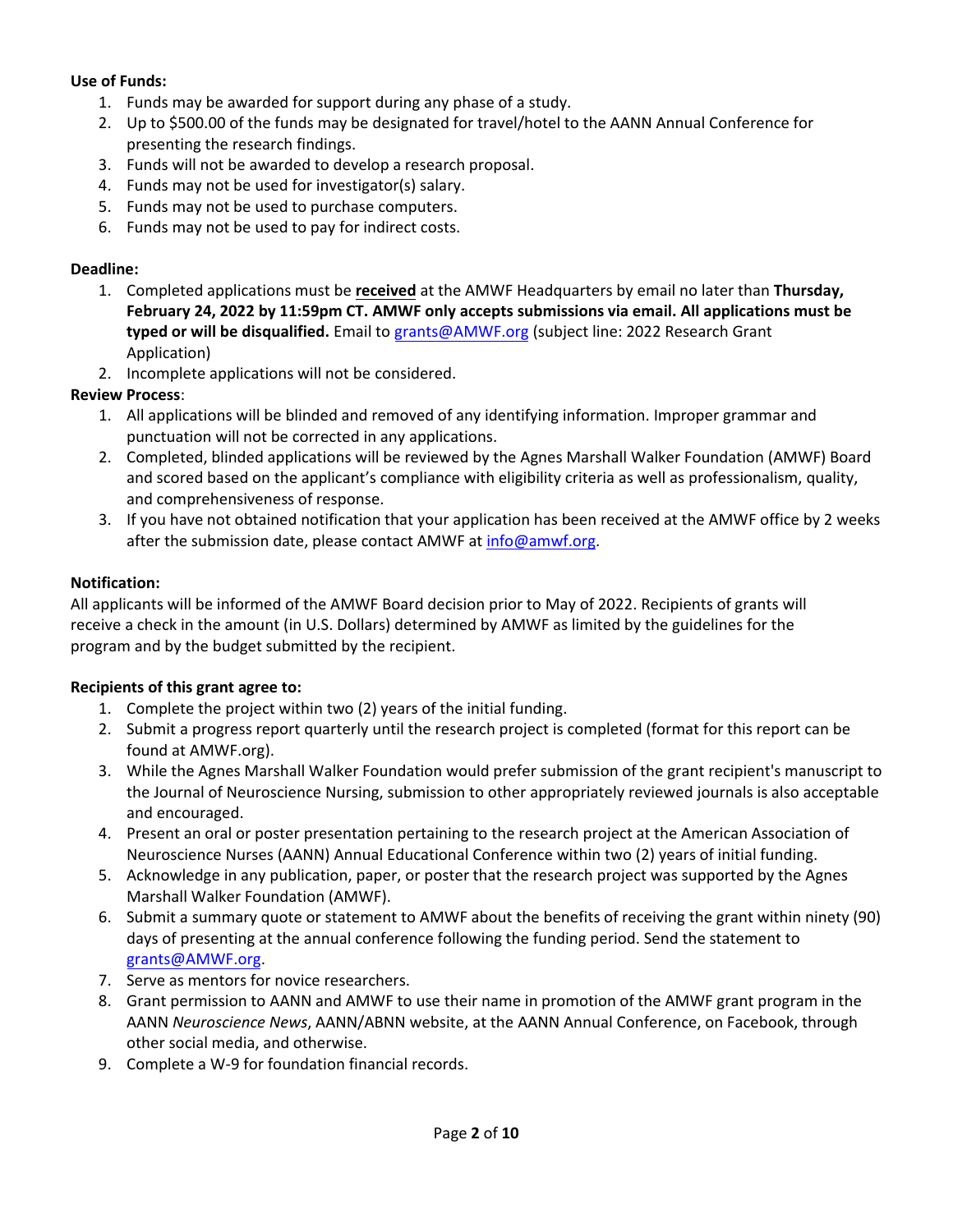**Use of Funds:**

1. Funds may be awarded for support during any phase of a study.
2. Up to $500.00 of the funds may be designated for travel/hotel to the AANN Annual Conference for presenting the research findings.
3. Funds will not be awarded to develop a research proposal.
4. Funds may not be used for investigator(s) salary.
5. Funds may not be used to purchase computers.
6. Funds may not be used to pay for indirect costs.

**Deadline:**

1. Completed applications must be **received** at the AMWF Headquarters by email no later than **Thursday, February 24, 2022 by 11:59pm CT. AMWF only accepts submissions via email. All applications must be typed or will be disqualified.** Email to grants@AMWF.org (subject line: 2022 Research Grant Application)
2. Incomplete applications will not be considered.

**Review Process**:

1. All applications will be blinded and removed of any identifying information. Improper grammar and punctuation will not be corrected in any applications.
2. Completed, blinded applications will be reviewed by the Agnes Marshall Walker Foundation (AMWF) Board and scored based on the applicant's compliance with eligibility criteria as well as professionalism, quality, and comprehensiveness of response.
3. If you have not obtained notification that your application has been received at the AMWF office by 2 weeks after the submission date, please contact AMWF at info@amwf.org.

**Notification:**

All applicants will be informed of the AMWF Board decision prior to May of 2022. Recipients of grants will receive a check in the amount (in U.S. Dollars) determined by AMWF as limited by the guidelines for the program and by the budget submitted by the recipient.

**Recipients of this grant agree to:**

1. Complete the project within two (2) years of the initial funding.
2. Submit a progress report quarterly until the research project is completed (format for this report can be found at AMWF.org).
3. While the Agnes Marshall Walker Foundation would prefer submission of the grant recipient's manuscript to the Journal of Neuroscience Nursing, submission to other appropriately reviewed journals is also acceptable and encouraged.
4. Present an oral or poster presentation pertaining to the research project at the American Association of Neuroscience Nurses (AANN) Annual Educational Conference within two (2) years of initial funding.
5. Acknowledge in any publication, paper, or poster that the research project was supported by the Agnes Marshall Walker Foundation (AMWF).
6. Submit a summary quote or statement to AMWF about the benefits of receiving the grant within ninety (90) days of presenting at the annual conference following the funding period. Send the statement to grants@AMWF.org.
7. Serve as mentors for novice researchers.
8. Grant permission to AANN and AMWF to use their name in promotion of the AMWF grant program in the AANN *Neuroscience News*, AANN/ABNN website, at the AANN Annual Conference, on Facebook, through other social media, and otherwise.
9. Complete a W-9 for foundation financial records.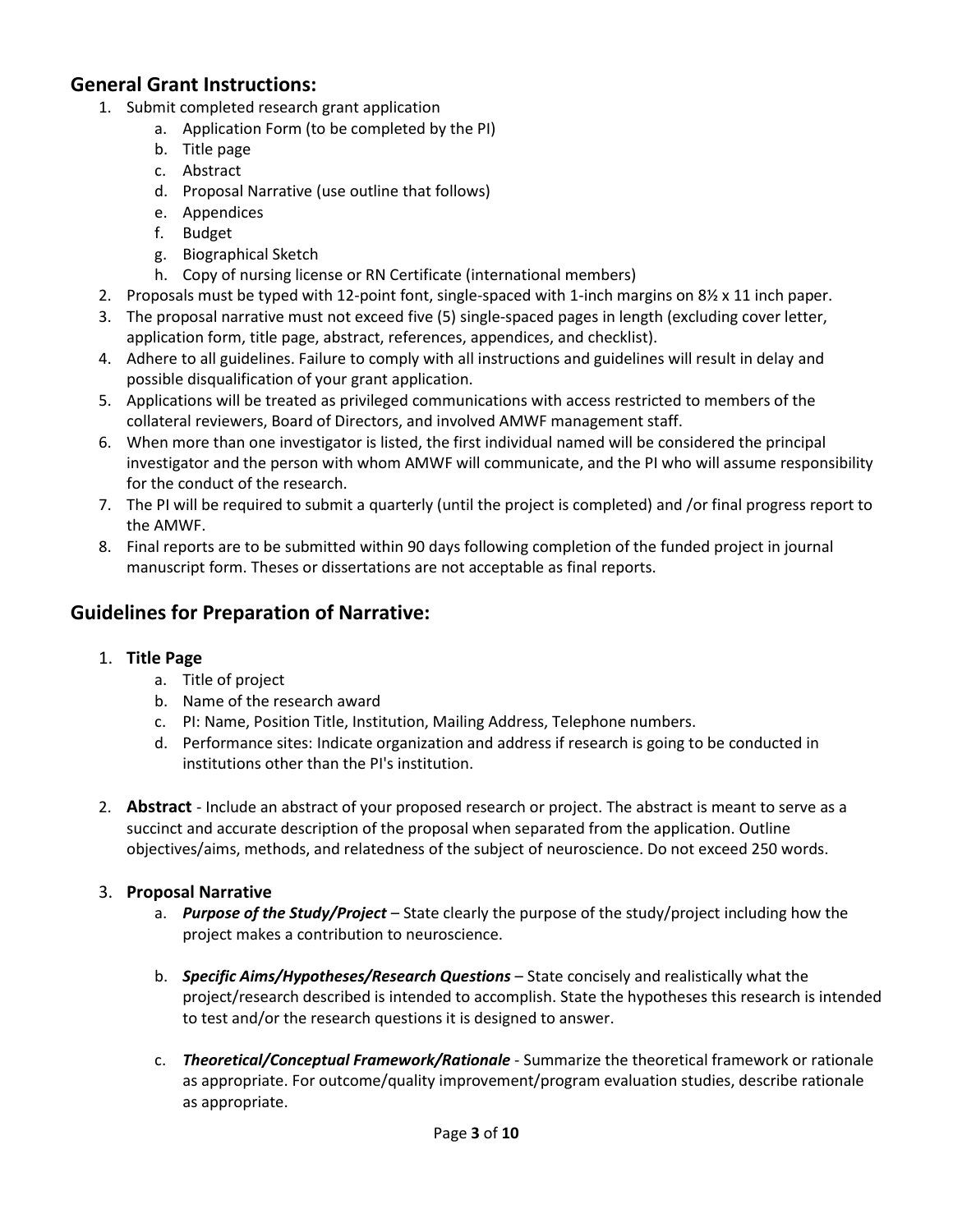## General Grant Instructions:

1. Submit completed research grant application
   a. Application Form (to be completed by the PI)
   b. Title page
   c. Abstract
   d. Proposal Narrative (use outline that follows)
   e. Appendices
   f. Budget
   g. Biographical Sketch
   h. Copy of nursing license or RN Certificate (international members)
2. Proposals must be typed with 12-point font, single-spaced with 1-inch margins on 8½ x 11 inch paper.
3. The proposal narrative must not exceed five (5) single-spaced pages in length (excluding cover letter, application form, title page, abstract, references, appendices, and checklist).
4. Adhere to all guidelines. Failure to comply with all instructions and guidelines will result in delay and possible disqualification of your grant application.
5. Applications will be treated as privileged communications with access restricted to members of the collateral reviewers, Board of Directors, and involved AMWF management staff.
6. When more than one investigator is listed, the first individual named will be considered the principal investigator and the person with whom AMWF will communicate, and the PI who will assume responsibility for the conduct of the research.
7. The PI will be required to submit a quarterly (until the project is completed) and /or final progress report to the AMWF.
8. Final reports are to be submitted within 90 days following completion of the funded project in journal manuscript form. Theses or dissertations are not acceptable as final reports.

## Guidelines for Preparation of Narrative:

1. **Title Page**
   a. Title of project
   b. Name of the research award
   c. PI: Name, Position Title, Institution, Mailing Address, Telephone numbers.
   d. Performance sites: Indicate organization and address if research is going to be conducted in institutions other than the PI's institution.

2. **Abstract** - Include an abstract of your proposed research or project. The abstract is meant to serve as a succinct and accurate description of the proposal when separated from the application. Outline objectives/aims, methods, and relatedness of the subject of neuroscience. Do not exceed 250 words.

3. **Proposal Narrative**
   a. ***Purpose of the Study/Project*** – State clearly the purpose of the study/project including how the project makes a contribution to neuroscience.

   b. ***Specific Aims/Hypotheses/Research Questions*** – State concisely and realistically what the project/research described is intended to accomplish. State the hypotheses this research is intended to test and/or the research questions it is designed to answer.

   c. ***Theoretical/Conceptual Framework/Rationale*** - Summarize the theoretical framework or rationale as appropriate. For outcome/quality improvement/program evaluation studies, describe rationale as appropriate.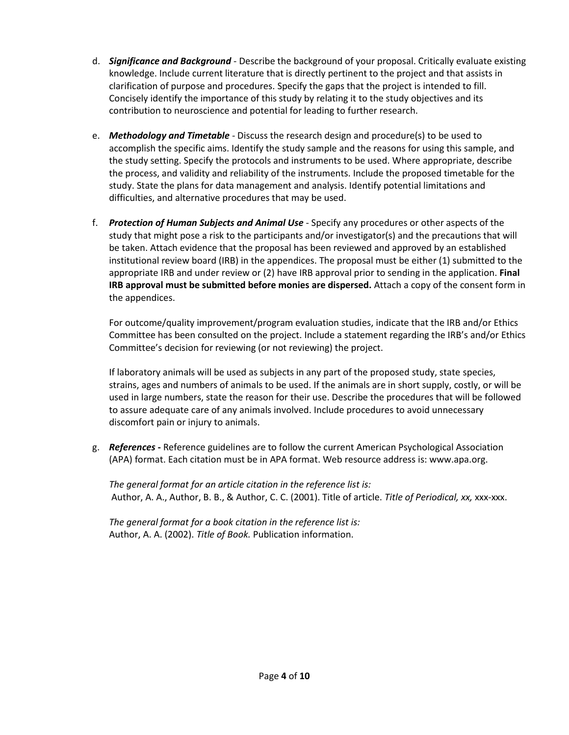d. ***Significance and Background*** - Describe the background of your proposal. Critically evaluate existing knowledge. Include current literature that is directly pertinent to the project and that assists in clarification of purpose and procedures. Specify the gaps that the project is intended to fill. Concisely identify the importance of this study by relating it to the study objectives and its contribution to neuroscience and potential for leading to further research.

e. ***Methodology and Timetable*** - Discuss the research design and procedure(s) to be used to accomplish the specific aims. Identify the study sample and the reasons for using this sample, and the study setting. Specify the protocols and instruments to be used. Where appropriate, describe the process, and validity and reliability of the instruments. Include the proposed timetable for the study. State the plans for data management and analysis. Identify potential limitations and difficulties, and alternative procedures that may be used.

f. ***Protection of Human Subjects and Animal Use*** - Specify any procedures or other aspects of the study that might pose a risk to the participants and/or investigator(s) and the precautions that will be taken. Attach evidence that the proposal has been reviewed and approved by an established institutional review board (IRB) in the appendices. The proposal must be either (1) submitted to the appropriate IRB and under review or (2) have IRB approval prior to sending in the application. **Final IRB approval must be submitted before monies are dispersed.** Attach a copy of the consent form in the appendices.

   For outcome/quality improvement/program evaluation studies, indicate that the IRB and/or Ethics Committee has been consulted on the project. Include a statement regarding the IRB's and/or Ethics Committee's decision for reviewing (or not reviewing) the project.

   If laboratory animals will be used as subjects in any part of the proposed study, state species, strains, ages and numbers of animals to be used. If the animals are in short supply, costly, or will be used in large numbers, state the reason for their use. Describe the procedures that will be followed to assure adequate care of any animals involved. Include procedures to avoid unnecessary discomfort pain or injury to animals.

g. ***References*** **-** Reference guidelines are to follow the current American Psychological Association (APA) format. Each citation must be in APA format. Web resource address is: www.apa.org.

   *The general format for an article citation in the reference list is:*
   Author, A. A., Author, B. B., & Author, C. C. (2001). Title of article. *Title of Periodical, xx,* xxx-xxx.

   *The general format for a book citation in the reference list is:*
   Author, A. A. (2002). *Title of Book.* Publication information.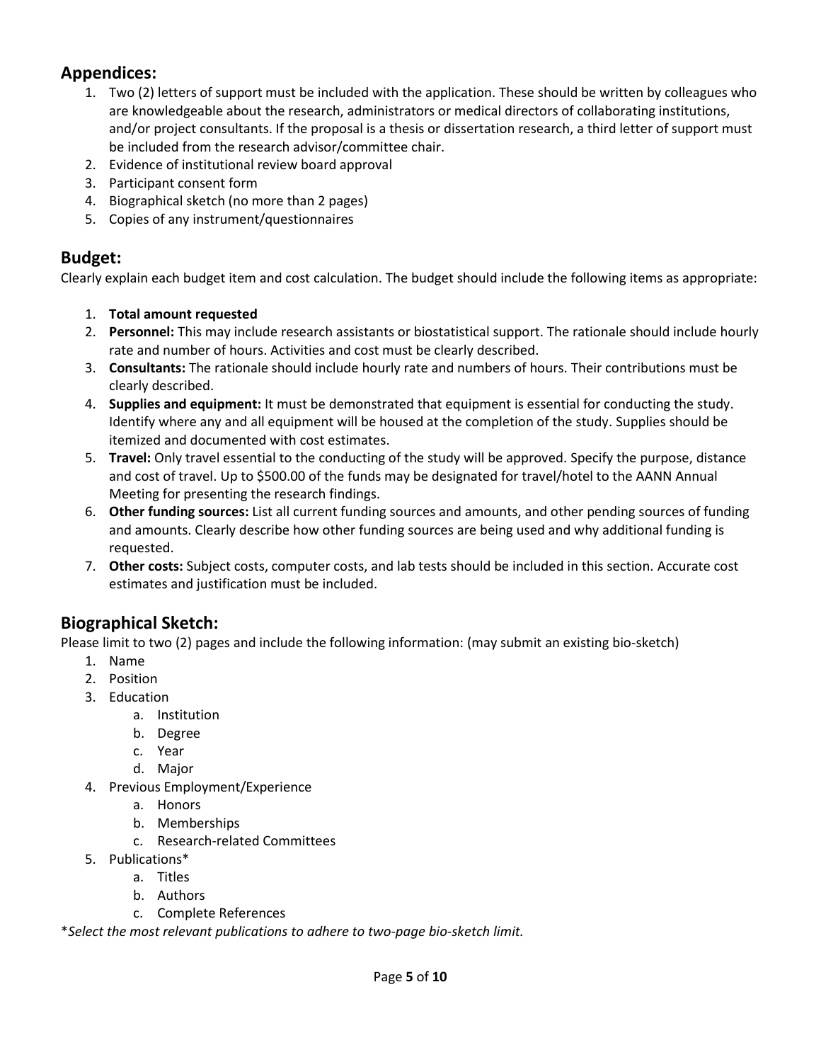## Appendices:

1. Two (2) letters of support must be included with the application. These should be written by colleagues who are knowledgeable about the research, administrators or medical directors of collaborating institutions, and/or project consultants. If the proposal is a thesis or dissertation research, a third letter of support must be included from the research advisor/committee chair.
2. Evidence of institutional review board approval
3. Participant consent form
4. Biographical sketch (no more than 2 pages)
5. Copies of any instrument/questionnaires

## Budget:

Clearly explain each budget item and cost calculation. The budget should include the following items as appropriate:

1. **Total amount requested**
2. **Personnel:** This may include research assistants or biostatistical support. The rationale should include hourly rate and number of hours. Activities and cost must be clearly described.
3. **Consultants:** The rationale should include hourly rate and numbers of hours. Their contributions must be clearly described.
4. **Supplies and equipment:** It must be demonstrated that equipment is essential for conducting the study. Identify where any and all equipment will be housed at the completion of the study. Supplies should be itemized and documented with cost estimates.
5. **Travel:** Only travel essential to the conducting of the study will be approved. Specify the purpose, distance and cost of travel. Up to $500.00 of the funds may be designated for travel/hotel to the AANN Annual Meeting for presenting the research findings.
6. **Other funding sources:** List all current funding sources and amounts, and other pending sources of funding and amounts. Clearly describe how other funding sources are being used and why additional funding is requested.
7. **Other costs:** Subject costs, computer costs, and lab tests should be included in this section. Accurate cost estimates and justification must be included.

## Biographical Sketch:

Please limit to two (2) pages and include the following information: (may submit an existing bio-sketch)

1. Name
2. Position
3. Education
   a. Institution
   b. Degree
   c. Year
   d. Major
4. Previous Employment/Experience
   a. Honors
   b. Memberships
   c. Research-related Committees
5. Publications*
   a. Titles
   b. Authors
   c. Complete References

**Select the most relevant publications to adhere to two-page bio-sketch limit.*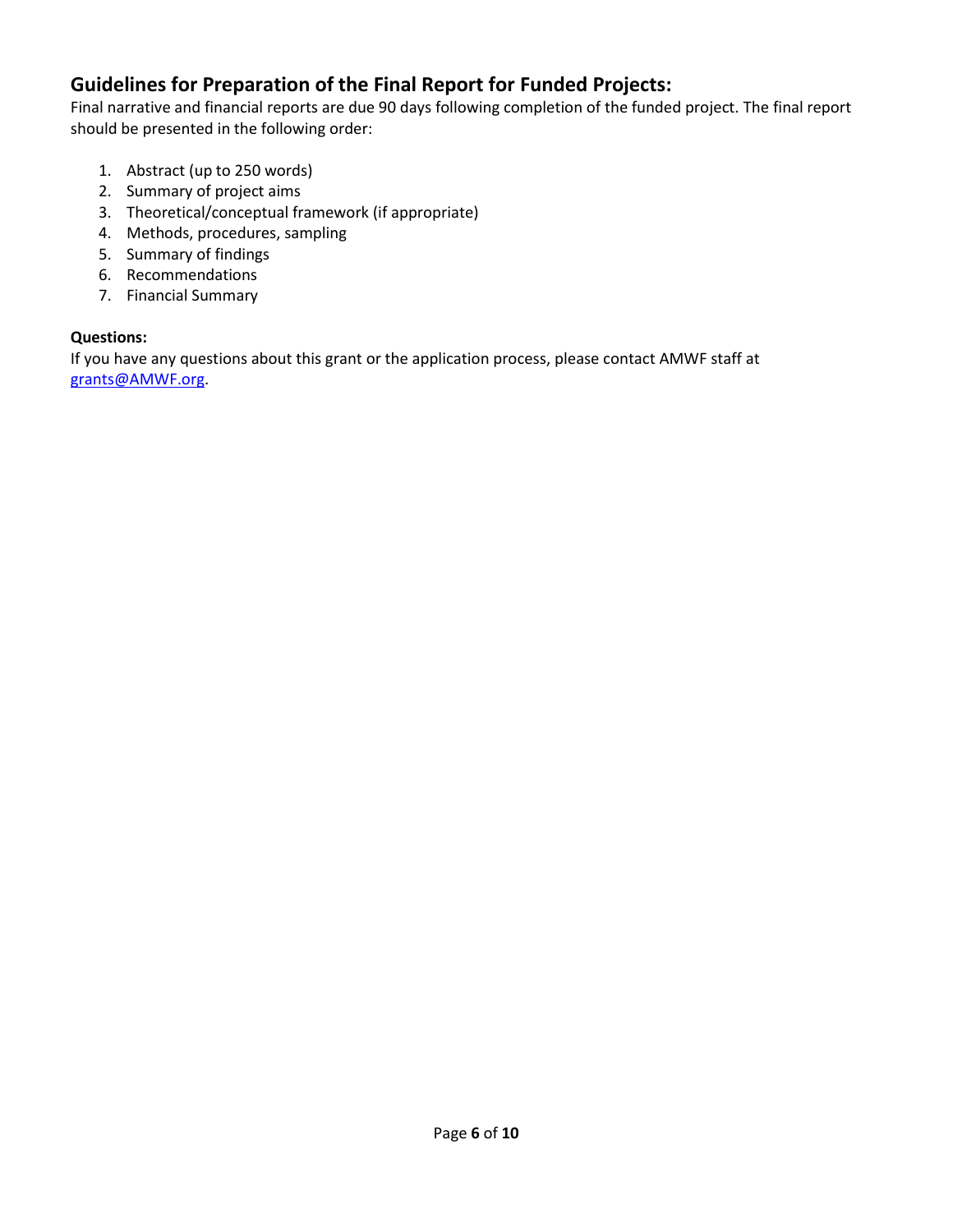## Guidelines for Preparation of the Final Report for Funded Projects:

Final narrative and financial reports are due 90 days following completion of the funded project. The final report should be presented in the following order:

1. Abstract (up to 250 words)
2. Summary of project aims
3. Theoretical/conceptual framework (if appropriate)
4. Methods, procedures, sampling
5. Summary of findings
6. Recommendations
7. Financial Summary

**Questions:**

If you have any questions about this grant or the application process, please contact AMWF staff at [grants@AMWF.org](mailto:grants@AMWF.org).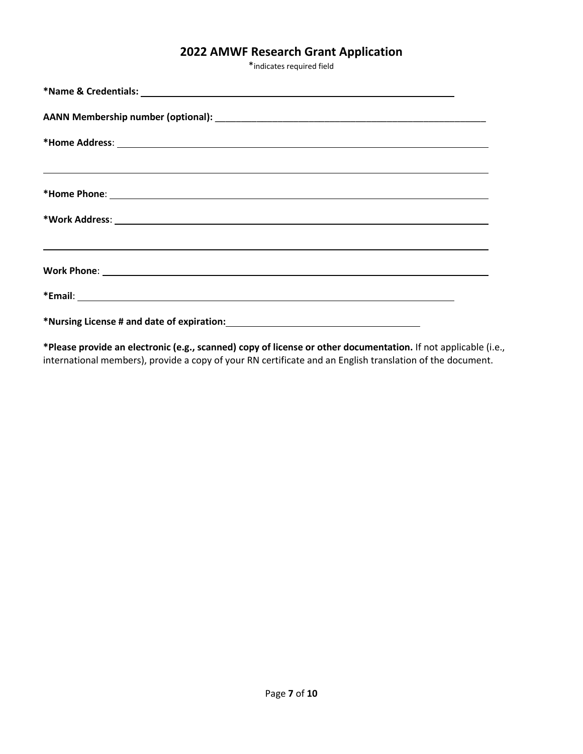# 2022 AMWF Research Grant Application

*indicates required field

**\*Name & Credentials:** ______________________________

**AANN Membership number (optional):** ______________________________

**\*Home Address**: ______________________________

______________________________

**\*Home Phone**: ______________________________

**\*Work Address**: ______________________________

______________________________

**Work Phone**: ______________________________

**\*Email**: ______________________________

**\*Nursing License # and date of expiration:** ______________________________

**\*Please provide an electronic (e.g., scanned) copy of license or other documentation.** If not applicable (i.e., international members), provide a copy of your RN certificate and an English translation of the document.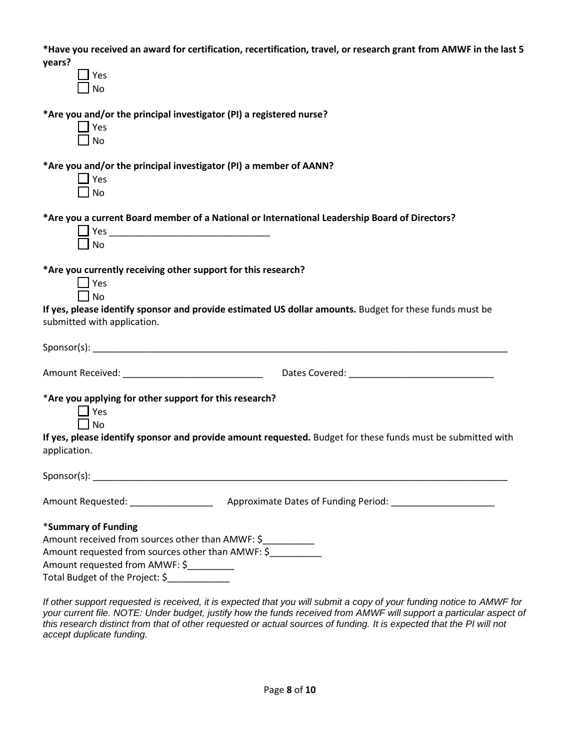**\*Have you received an award for certification, recertification, travel, or research grant from AMWF in the last 5 years?**

☐ Yes
☐ No

**\*Are you and/or the principal investigator (PI) a registered nurse?**

☐ Yes
☐ No

**\*Are you and/or the principal investigator (PI) a member of AANN?**

☐ Yes
☐ No

**\*Are you a current Board member of a National or International Leadership Board of Directors?**

☐ Yes ______________________________
☐ No

**\*Are you currently receiving other support for this research?**

☐ Yes
☐ No

**If yes, please identify sponsor and provide estimated US dollar amounts.** Budget for these funds must be submitted with application.

Sponsor(s): ____________________________________________________________________________________

Amount Received: ___________________________ Dates Covered: ____________________________

\***Are you applying for other support for this research?**

☐ Yes
☐ No

**If yes, please identify sponsor and provide amount requested.** Budget for these funds must be submitted with application.

Sponsor(s): ____________________________________________________________________________________

Amount Requested: ________________ Approximate Dates of Funding Period: ____________________

\***Summary of Funding**

Amount received from sources other than AMWF: $__________
Amount requested from sources other than AMWF: $__________
Amount requested from AMWF: $_________
Total Budget of the Project: $____________

*If other support requested is received, it is expected that you will submit a copy of your funding notice to AMWF for your current file. NOTE: Under budget, justify how the funds received from AMWF will support a particular aspect of this research distinct from that of other requested or actual sources of funding. It is expected that the PI will not accept duplicate funding.*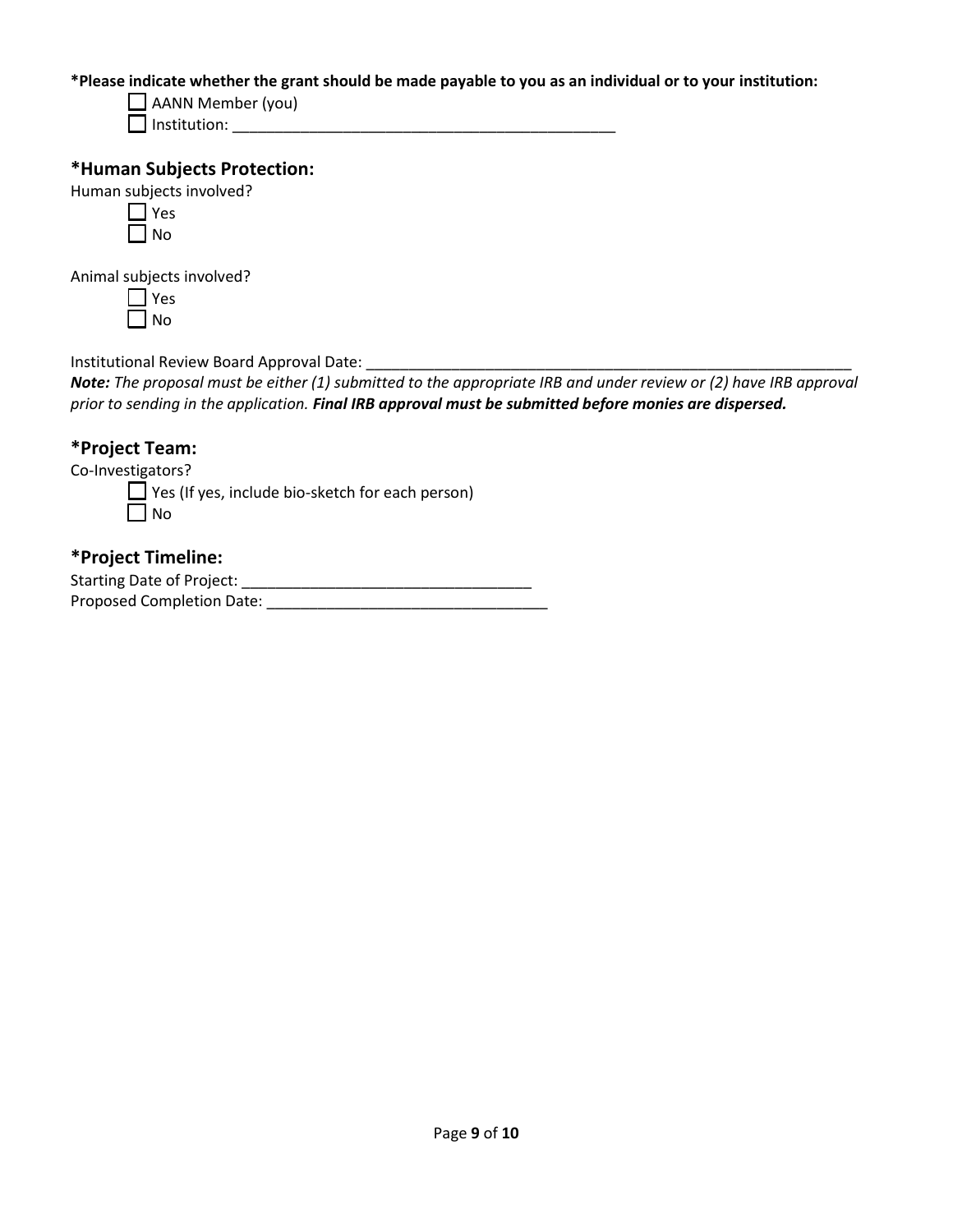**\*Please indicate whether the grant should be made payable to you as an individual or to your institution:**

- ☐ AANN Member (you)
- ☐ Institution: ______________________________________________

## \*Human Subjects Protection:

Human subjects involved?

- ☐ Yes
- ☐ No

Animal subjects involved?

- ☐ Yes
- ☐ No

Institutional Review Board Approval Date: ____________________________________________________________

***Note:*** *The proposal must be either (1) submitted to the appropriate IRB and under review or (2) have IRB approval prior to sending in the application.* ***Final IRB approval must be submitted before monies are dispersed.***

## \*Project Team:

Co-Investigators?

- ☐ Yes (If yes, include bio-sketch for each person)
- ☐ No

## \*Project Timeline:

Starting Date of Project: ___________________________________

Proposed Completion Date: _________________________________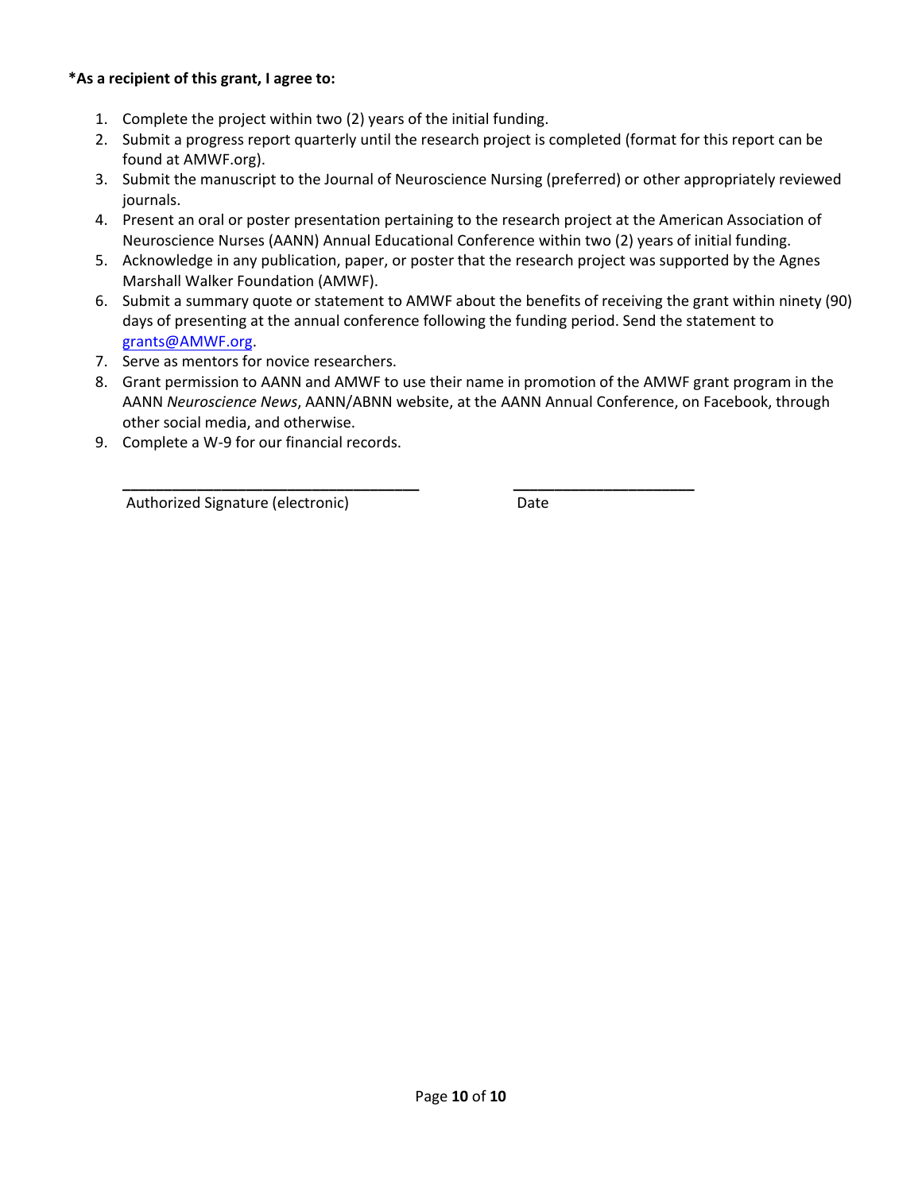**\*As a recipient of this grant, I agree to:**

1. Complete the project within two (2) years of the initial funding.
2. Submit a progress report quarterly until the research project is completed (format for this report can be found at AMWF.org).
3. Submit the manuscript to the Journal of Neuroscience Nursing (preferred) or other appropriately reviewed journals.
4. Present an oral or poster presentation pertaining to the research project at the American Association of Neuroscience Nurses (AANN) Annual Educational Conference within two (2) years of initial funding.
5. Acknowledge in any publication, paper, or poster that the research project was supported by the Agnes Marshall Walker Foundation (AMWF).
6. Submit a summary quote or statement to AMWF about the benefits of receiving the grant within ninety (90) days of presenting at the annual conference following the funding period. Send the statement to grants@AMWF.org.
7. Serve as mentors for novice researchers.
8. Grant permission to AANN and AMWF to use their name in promotion of the AMWF grant program in the AANN *Neuroscience News*, AANN/ABNN website, at the AANN Annual Conference, on Facebook, through other social media, and otherwise.
9. Complete a W-9 for our financial records.

\_\_\_\_\_\_\_\_\_\_\_\_\_\_\_\_\_\_\_\_\_\_\_\_\_\_\_\_\_\_\_\_\_\_\_ Authorized Signature (electronic)

\_\_\_\_\_\_\_\_\_\_\_\_\_\_\_\_\_\_\_\_\_\_ Date